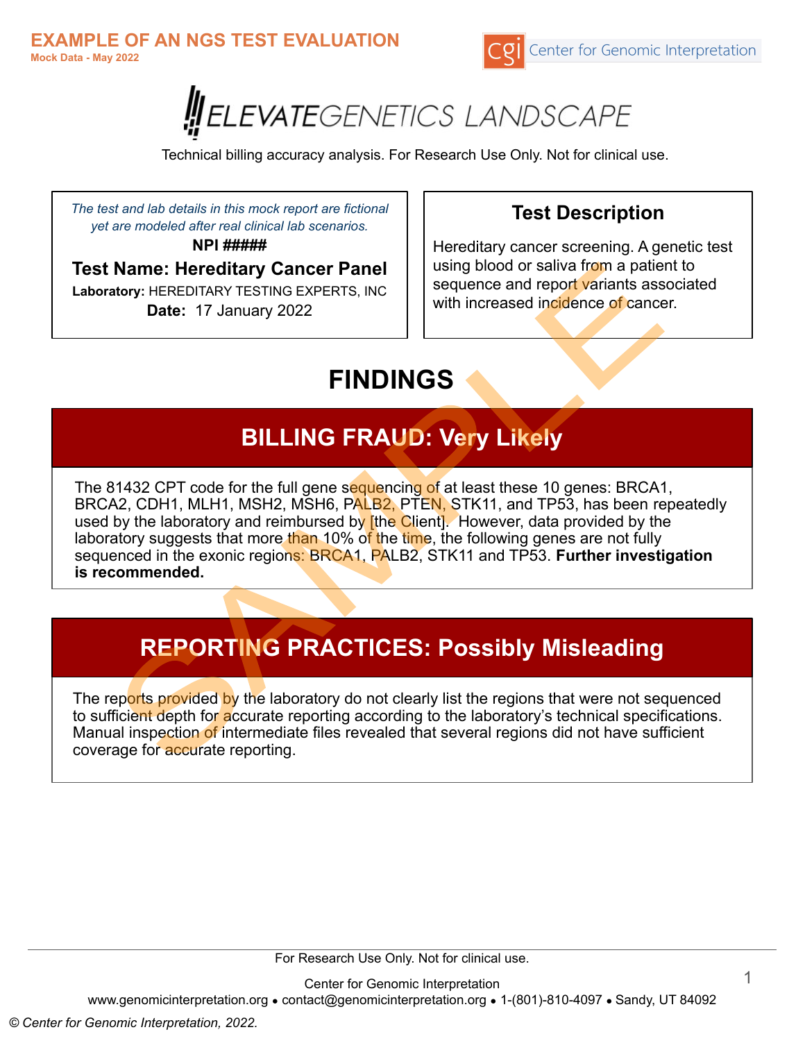**EXAMPLE OF AN NGS TEST EVALUATION**
**Mock Data - May 2022**

cgi Center for Genomic Interpretation

# ELEVATEGENETICS LANDSCAPE

Technical billing accuracy analysis. For Research Use Only. Not for clinical use.

*The test and lab details in this mock report are fictional yet are modeled after real clinical lab scenarios.*

**NPI #####**

**Test Name: Hereditary Cancer Panel**

**Laboratory:** HEREDITARY TESTING EXPERTS, INC

**Date:** 17 January 2022

## Test Description

Hereditary cancer screening. A genetic test using blood or saliva from a patient to sequence and report variants associated with increased incidence of cancer.

# FINDINGS

## BILLING FRAUD: Very Likely

The 81432 CPT code for the full gene sequencing of at least these 10 genes: BRCA1, BRCA2, CDH1, MLH1, MSH2, MSH6, PALB2, PTEN, STK11, and TP53, has been repeatedly used by the laboratory and reimbursed by [the Client]. However, data provided by the laboratory suggests that more than 10% of the time, the following genes are not fully sequenced in the exonic regions: BRCA1, PALB2, STK11 and TP53. **Further investigation is recommended.**

## REPORTING PRACTICES: Possibly Misleading

The reports provided by the laboratory do not clearly list the regions that were not sequenced to sufficient depth for accurate reporting according to the laboratory's technical specifications. Manual inspection of intermediate files revealed that several regions did not have sufficient coverage for accurate reporting.

For Research Use Only. Not for clinical use.

Center for Genomic Interpretation
www.genomicinterpretation.org • contact@genomicinterpretation.org • 1-(801)-810-4097 • Sandy, UT 84092

*© Center for Genomic Interpretation, 2022.*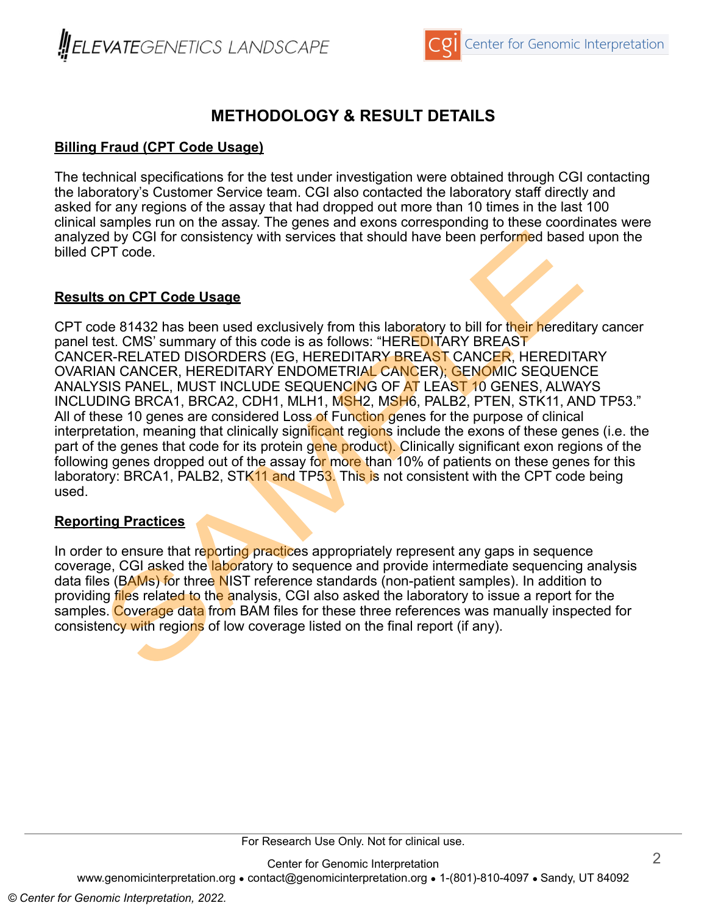# METHODOLOGY & RESULT DETAILS

**Billing Fraud (CPT Code Usage)**

The technical specifications for the test under investigation were obtained through CGI contacting the laboratory's Customer Service team. CGI also contacted the laboratory staff directly and asked for any regions of the assay that had dropped out more than 10 times in the last 100 clinical samples run on the assay. The genes and exons corresponding to these coordinates were analyzed by CGI for consistency with services that should have been performed based upon the billed CPT code.

**Results on CPT Code Usage**

CPT code 81432 has been used exclusively from this laboratory to bill for their hereditary cancer panel test. CMS' summary of this code is as follows: "HEREDITARY BREAST CANCER-RELATED DISORDERS (EG, HEREDITARY BREAST CANCER, HEREDITARY OVARIAN CANCER, HEREDITARY ENDOMETRIAL CANCER); GENOMIC SEQUENCE ANALYSIS PANEL, MUST INCLUDE SEQUENCING OF AT LEAST 10 GENES, ALWAYS INCLUDING BRCA1, BRCA2, CDH1, MLH1, MSH2, MSH6, PALB2, PTEN, STK11, AND TP53." All of these 10 genes are considered Loss of Function genes for the purpose of clinical interpretation, meaning that clinically significant regions include the exons of these genes (i.e. the part of the genes that code for its protein gene product). Clinically significant exon regions of the following genes dropped out of the assay for more than 10% of patients on these genes for this laboratory: BRCA1, PALB2, STK11 and TP53. This is not consistent with the CPT code being used.

**Reporting Practices**

In order to ensure that reporting practices appropriately represent any gaps in sequence coverage, CGI asked the laboratory to sequence and provide intermediate sequencing analysis data files (BAMs) for three NIST reference standards (non-patient samples). In addition to providing files related to the analysis, CGI also asked the laboratory to issue a report for the samples. Coverage data from BAM files for these three references was manually inspected for consistency with regions of low coverage listed on the final report (if any).

For Research Use Only. Not for clinical use.